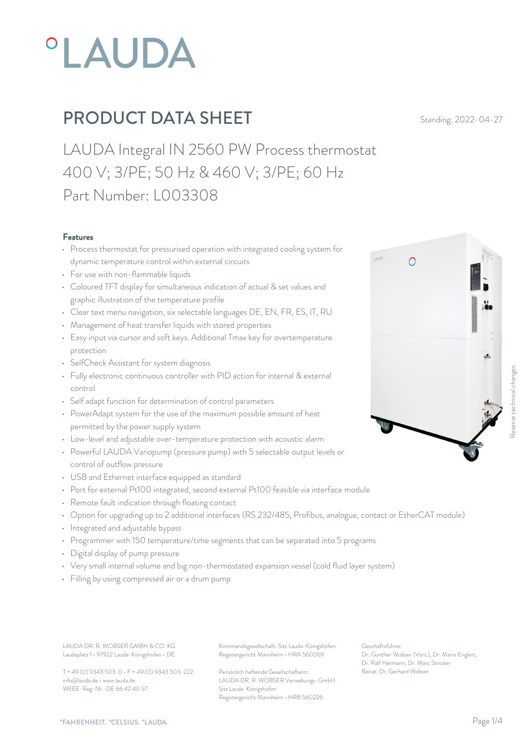# LAUDA

## PRODUCT DATA SHEET

Standing: 2022-04-27

LAUDA Integral IN 2560 PW Process thermostat
400 V; 3/PE; 50 Hz & 460 V; 3/PE; 60 Hz
Part Number: L003308

### Features

- Process thermostat for pressurised operation with integrated cooling system for dynamic temperature control within external circuits
- For use with non-flammable liquids
- Coloured TFT display for simultaneous indication of actual & set values and graphic illustration of the temperature profile
- Clear text menu navigation, six selectable languages DE, EN, FR, ES, IT, RU
- Management of heat transfer liquids with stored properties
- Easy input via cursor and soft keys. Additional Tmax key for overtemperature protection
- SelfCheck Assistant for system diagnosis
- Fully electronic continuous controller with PID action for internal & external control
- Self adapt function for determination of control parameters
- PowerAdapt system for the use of the maximum possible amount of heat permitted by the power supply system
- Low-level and adjustable over-temperature protection with acoustic alarm
- Powerful LAUDA Variopump (pressure pump) with 5 selectable output levels or control of outflow pressure
- USB and Ethernet interface equipped as standard
- Port for external Pt100 integrated, second external Pt100 feasible via interface module
- Remote fault indication through floating contact
- Option for upgrading up to 2 additional interfaces (RS 232/485, Profibus, analogue, contact or EtherCAT module)
- Integrated and adjustable bypass
- Programmer with 150 temperature/time segments that can be separated into 5 programs
- Digital display of pump pressure
- Very small internal volume and big non-thermostated expansion vessel (cold fluid layer system)
- Filling by using compressed air or a drum pump

Reserve technical changes

LAUDA DR. R. WOBSER GMBH & CO. KG
Laudaplatz 1 • 97922 Lauda-Königshofen • DE

T + 49 (0) 9343 503-0 • F + 49 (0) 9343 503-222
info@lauda.de • www.lauda.de
WEEE-Reg-Nr.: DE 66 42 40 57

Kommanditgesellschaft: Sitz Lauda-Königshofen
Registergericht Mannheim • HRA 560069

Persönlich haftende Gesellschafterin:
LAUDA DR. R. WOBSER Verwaltungs-GmbH
Sitz Lauda-Königshofen
Registergericht Mannheim • HRB 560226

Geschäftsführer:
Dr. Gunther Wobser (Vors.), Dr. Mario Englert, Dr. Ralf Hermann, Dr. Marc Stricker
Beirat: Dr. Gerhard Wobser

°FAHRENHEIT. °CELSIUS. °LAUDA.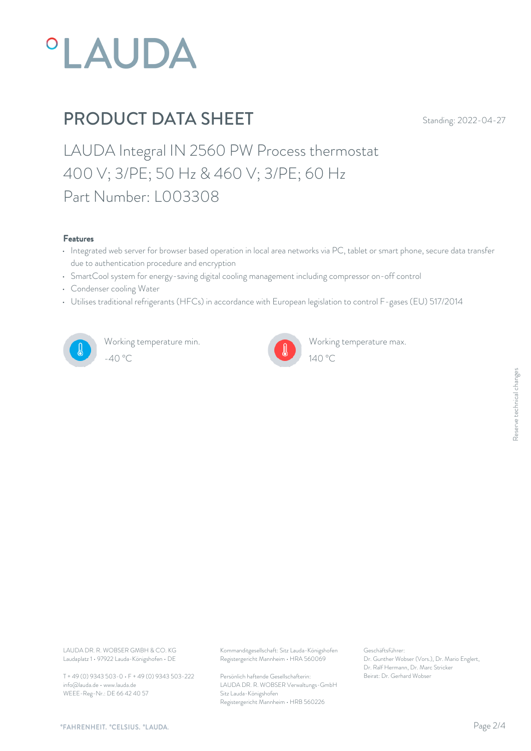# PRODUCT DATA SHEET

Standing: 2022-04-27

## LAUDA Integral IN 2560 PW Process thermostat
## 400 V; 3/PE; 50 Hz & 460 V; 3/PE; 60 Hz
## Part Number: L003308

### Features

- Integrated web server for browser based operation in local area networks via PC, tablet or smart phone, secure data transfer due to authentication procedure and encryption
- SmartCool system for energy-saving digital cooling management including compressor on-off control
- Condenser cooling Water
- Utilises traditional refrigerants (HFCs) in accordance with European legislation to control F-gases (EU) 517/2014

Working temperature min.
-40 °C

Working temperature max.
140 °C

Reserve technical changes

LAUDA DR. R. WOBSER GMBH & CO. KG
Laudaplatz 1 • 97922 Lauda-Königshofen • DE

T + 49 (0) 9343 503-0 • F + 49 (0) 9343 503-222
info@lauda.de • www.lauda.de
WEEE-Reg-Nr.: DE 66 42 40 57

Kommanditgesellschaft: Sitz Lauda-Königshofen
Registergericht Mannheim • HRA 560069

Persönlich haftende Gesellschafterin:
LAUDA DR. R. WOBSER Verwaltungs-GmbH
Sitz Lauda-Königshofen
Registergericht Mannheim • HRB 560226

Geschäftsführer:
Dr. Gunther Wobser (Vors.), Dr. Mario Englert,
Dr. Ralf Hermann, Dr. Marc Stricker
Beirat: Dr. Gerhard Wobser

°FAHRENHEIT. °CELSIUS. °LAUDA.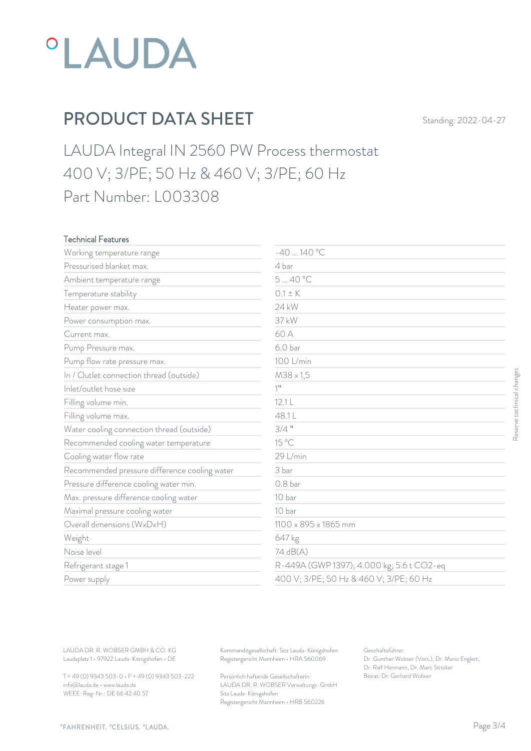°LAUDA

# PRODUCT DATA SHEET

Standing: 2022-04-27

## LAUDA Integral IN 2560 PW Process thermostat
## 400 V; 3/PE; 50 Hz & 460 V; 3/PE; 60 Hz
## Part Number: L003308

| Technical Features | |
|---|---|
| Working temperature range | -40 ... 140 °C |
| Pressurised blanket max. | 4 bar |
| Ambient temperature range | 5 ... 40 °C |
| Temperature stability | 0.1 ± K |
| Heater power max. | 24 kW |
| Power consumption max. | 37 kW |
| Current max. | 60 A |
| Pump Pressure max. | 6.0 bar |
| Pump flow rate pressure max. | 100 L/min |
| In / Outlet connection thread (outside) | M38 x 1,5 |
| Inlet/outlet hose size | 1" |
| Filling volume min. | 12.1 L |
| Filling volume max. | 48.1 L |
| Water cooling connection thread (outside) | 3/4 " |
| Recommended cooling water temperature | 15 °C |
| Cooling water flow rate | 29 L/min |
| Recommended pressure difference cooling water | 3 bar |
| Pressure difference cooling water min. | 0.8 bar |
| Max. pressure difference cooling water | 10 bar |
| Maximal pressure cooling water | 10 bar |
| Overall dimensions (WxDxH) | 1100 x 895 x 1865 mm |
| Weight | 647 kg |
| Noise level | 74 dB(A) |
| Refrigerant stage 1 | R-449A (GWP 1397); 4.000 kg; 5.6 t CO2-eq |
| Power supply | 400 V; 3/PE; 50 Hz & 460 V; 3/PE; 60 Hz |

Reserve technical changes

LAUDA DR. R. WOBSER GMBH & CO. KG
Laudaplatz 1 • 97922 Lauda-Königshofen • DE

T + 49 (0) 9343 503-0 • F + 49 (0) 9343 503-222
info@lauda.de • www.lauda.de
WEEE-Reg-Nr.: DE 66 42 40 57

Kommanditgesellschaft: Sitz Lauda-Königshofen
Registergericht Mannheim • HRA 560069

Persönlich haftende Gesellschafterin:
LAUDA DR. R. WOBSER Verwaltungs-GmbH
Sitz Lauda-Königshofen
Registergericht Mannheim • HRB 560226

Geschäftsführer:
Dr. Gunther Wobser (Vors.), Dr. Mario Englert, Dr. Ralf Hermann, Dr. Marc Stricker
Beirat: Dr. Gerhard Wobser

°FAHRENHEIT. °CELSIUS. °LAUDA.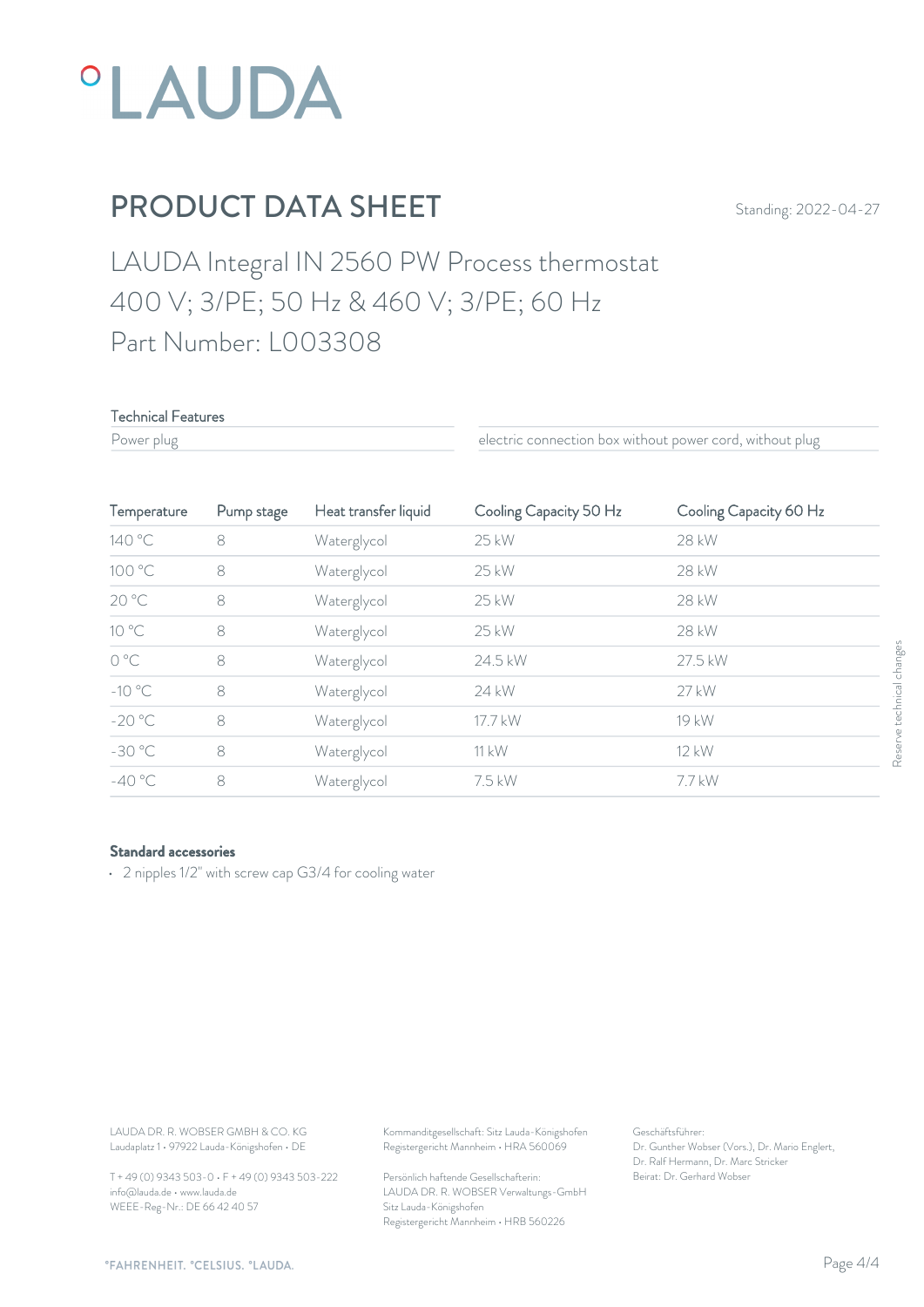# PRODUCT DATA SHEET

Standing: 2022-04-27

## LAUDA Integral IN 2560 PW Process thermostat
## 400 V; 3/PE; 50 Hz & 460 V; 3/PE; 60 Hz
## Part Number: L003308

| Technical Features | |
|---|---|
| Power plug | electric connection box without power cord, without plug |

| Temperature | Pump stage | Heat transfer liquid | Cooling Capacity 50 Hz | Cooling Capacity 60 Hz |
|---|---|---|---|---|
| 140 °C | 8 | Waterglycol | 25 kW | 28 kW |
| 100 °C | 8 | Waterglycol | 25 kW | 28 kW |
| 20 °C | 8 | Waterglycol | 25 kW | 28 kW |
| 10 °C | 8 | Waterglycol | 25 kW | 28 kW |
| 0 °C | 8 | Waterglycol | 24.5 kW | 27.5 kW |
| -10 °C | 8 | Waterglycol | 24 kW | 27 kW |
| -20 °C | 8 | Waterglycol | 17.7 kW | 19 kW |
| -30 °C | 8 | Waterglycol | 11 kW | 12 kW |
| -40 °C | 8 | Waterglycol | 7.5 kW | 7.7 kW |

Reserve technical changes

**Standard accessories**

- 2 nipples 1/2" with screw cap G3/4 for cooling water

LAUDA DR. R. WOBSER GMBH & CO. KG
Laudaplatz 1 • 97922 Lauda-Königshofen • DE

T + 49 (0) 9343 503-0 • F + 49 (0) 9343 503-222
info@lauda.de • www.lauda.de
WEEE-Reg-Nr.: DE 66 42 40 57

Kommanditgesellschaft: Sitz Lauda-Königshofen
Registergericht Mannheim • HRA 560069

Persönlich haftende Gesellschafterin:
LAUDA DR. R. WOBSER Verwaltungs-GmbH
Sitz Lauda-Königshofen
Registergericht Mannheim • HRB 560226

Geschäftsführer:
Dr. Gunther Wobser (Vors.), Dr. Mario Englert,
Dr. Ralf Hermann, Dr. Marc Stricker
Beirat: Dr. Gerhard Wobser

°FAHRENHEIT. °CELSIUS. °LAUDA.